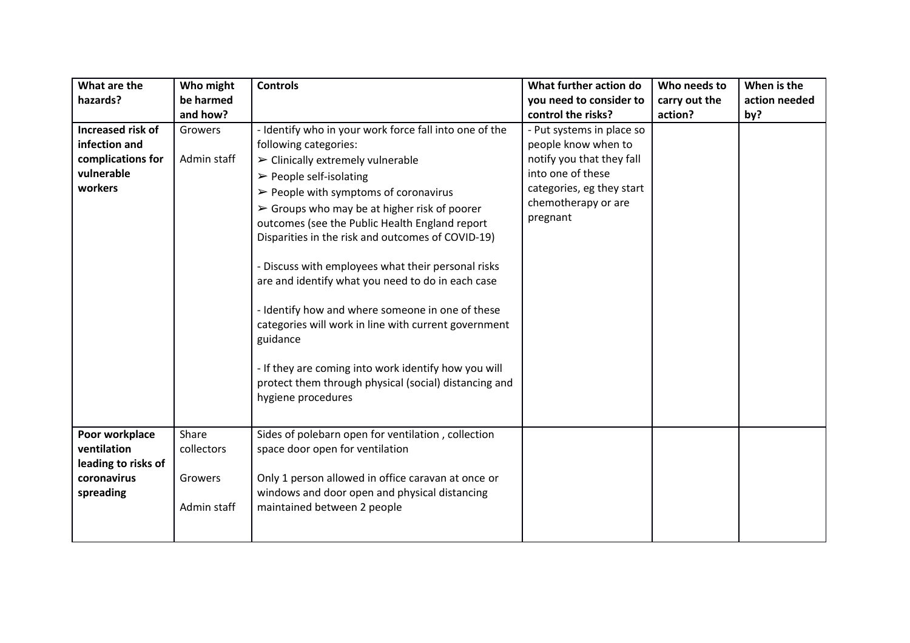| What are the hazards? | Who might be harmed and how? | Controls | What further action do you need to consider to control the risks? | Who needs to carry out the action? | When is the action needed by? |
|---|---|---|---|---|---|
| **Increased risk of infection and complications for vulnerable workers** | Growers<br><br>Admin staff | - Identify who in your work force fall into one of the following categories:<br>➢ Clinically extremely vulnerable<br>➢ People self-isolating<br>➢ People with symptoms of coronavirus<br>➢ Groups who may be at higher risk of poorer outcomes (see the Public Health England report Disparities in the risk and outcomes of COVID-19)<br><br>- Discuss with employees what their personal risks are and identify what you need to do in each case<br><br>- Identify how and where someone in one of these categories will work in line with current government guidance<br><br>- If they are coming into work identify how you will protect them through physical (social) distancing and hygiene procedures | - Put systems in place so people know when to notify you that they fall into one of these categories, eg they start chemotherapy or are pregnant | | |
| **Poor workplace ventilation leading to risks of coronavirus spreading** | Share collectors<br><br>Growers<br><br>Admin staff | Sides of polebarn open for ventilation , collection space door open for ventilation<br><br>Only 1 person allowed in office caravan at once or windows and door open and physical distancing maintained between 2 people | | | |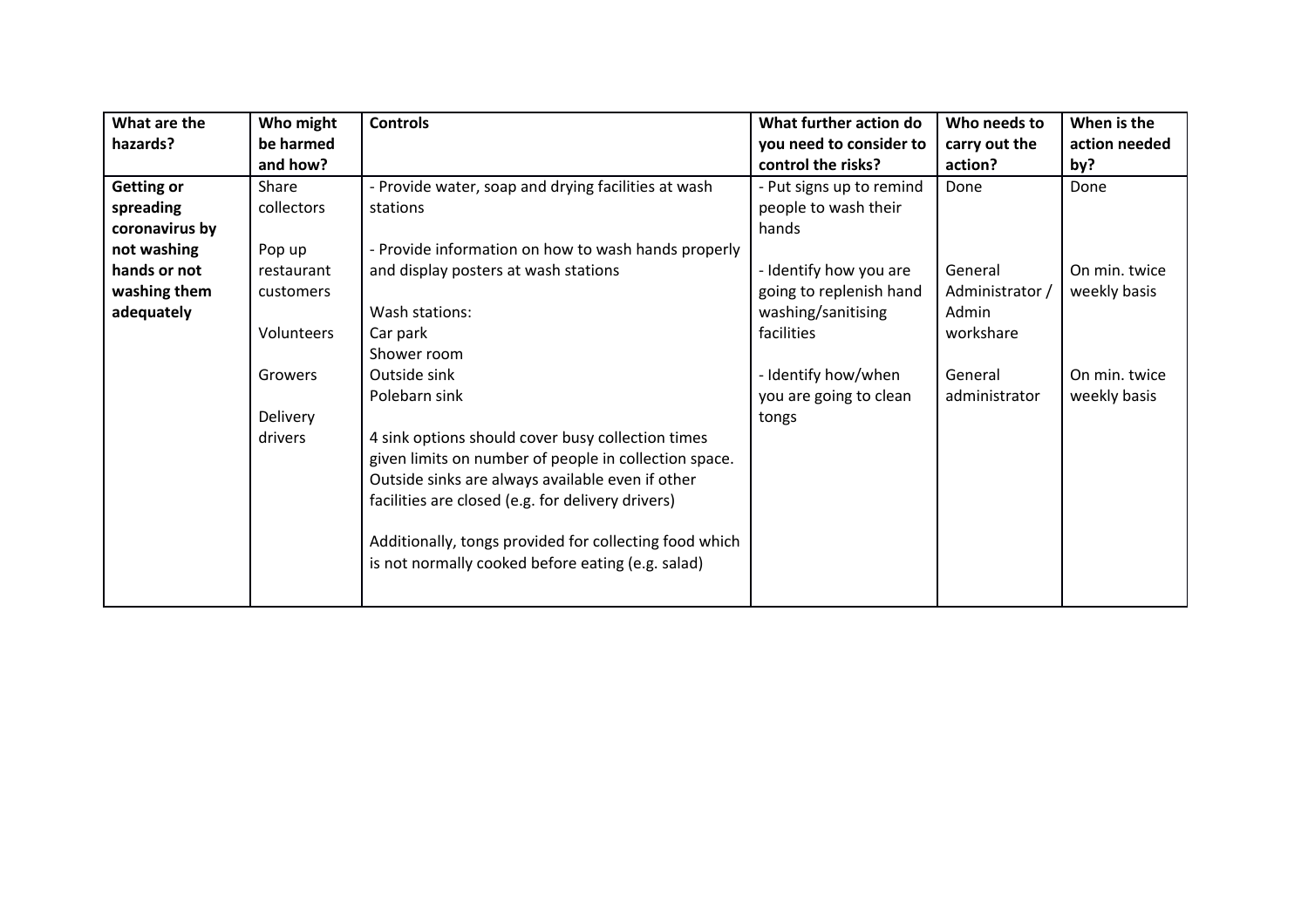| What are the hazards? | Who might be harmed and how? | Controls | What further action do you need to consider to control the risks? | Who needs to carry out the action? | When is the action needed by? |
|---|---|---|---|---|---|
| **Getting or spreading coronavirus by not washing hands or not washing them adequately** | Share collectors<br><br>Pop up restaurant customers<br><br>Volunteers<br><br>Growers<br><br>Delivery drivers | - Provide water, soap and drying facilities at wash stations<br><br>- Provide information on how to wash hands properly and display posters at wash stations<br><br>Wash stations:<br>Car park<br>Shower room<br>Outside sink<br>Polebarn sink<br><br>4 sink options should cover busy collection times given limits on number of people in collection space. Outside sinks are always available even if other facilities are closed (e.g. for delivery drivers)<br><br>Additionally, tongs provided for collecting food which is not normally cooked before eating (e.g. salad) | - Put signs up to remind people to wash their hands<br><br>- Identify how you are going to replenish hand washing/sanitising facilities<br><br>- Identify how/when you are going to clean tongs | Done<br><br>General Administrator / Admin workshare<br><br>General administrator | Done<br><br>On min. twice weekly basis<br><br>On min. twice weekly basis |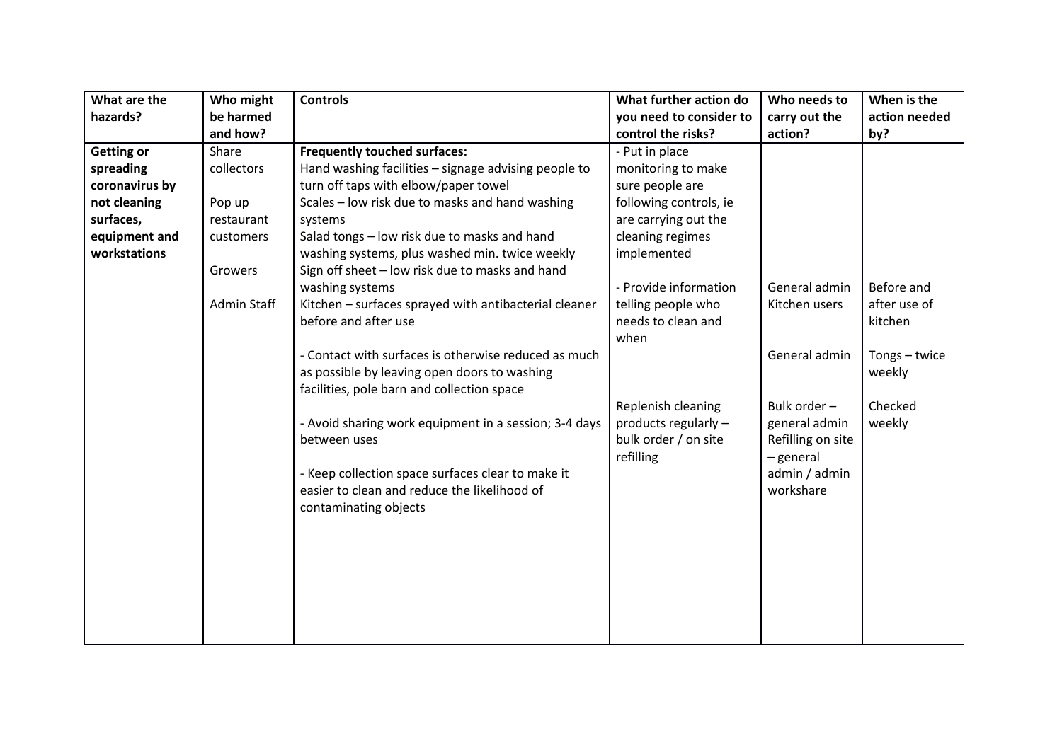| What are the hazards? | Who might be harmed and how? | Controls | What further action do you need to consider to control the risks? | Who needs to carry out the action? | When is the action needed by? |
|---|---|---|---|---|---|
| **Getting or spreading coronavirus by not cleaning surfaces, equipment and workstations** | Share collectors<br><br>Pop up restaurant customers<br><br>Growers<br><br>Admin Staff | **Frequently touched surfaces:**<br>Hand washing facilities – signage advising people to turn off taps with elbow/paper towel<br>Scales – low risk due to masks and hand washing systems<br>Salad tongs – low risk due to masks and hand washing systems, plus washed min. twice weekly<br>Sign off sheet – low risk due to masks and hand washing systems<br>Kitchen – surfaces sprayed with antibacterial cleaner before and after use<br><br>- Contact with surfaces is otherwise reduced as much as possible by leaving open doors to washing facilities, pole barn and collection space<br><br>- Avoid sharing work equipment in a session; 3-4 days between uses<br><br>- Keep collection space surfaces clear to make it easier to clean and reduce the likelihood of contaminating objects | - Put in place monitoring to make sure people are following controls, ie are carrying out the cleaning regimes implemented<br><br>- Provide information telling people who needs to clean and when<br><br>Replenish cleaning products regularly – bulk order / on site refilling | General admin<br>Kitchen users<br><br>General admin<br><br>Bulk order – general admin<br>Refilling on site – general admin / admin workshare | Before and after use of kitchen<br><br>Tongs – twice weekly<br><br>Checked weekly |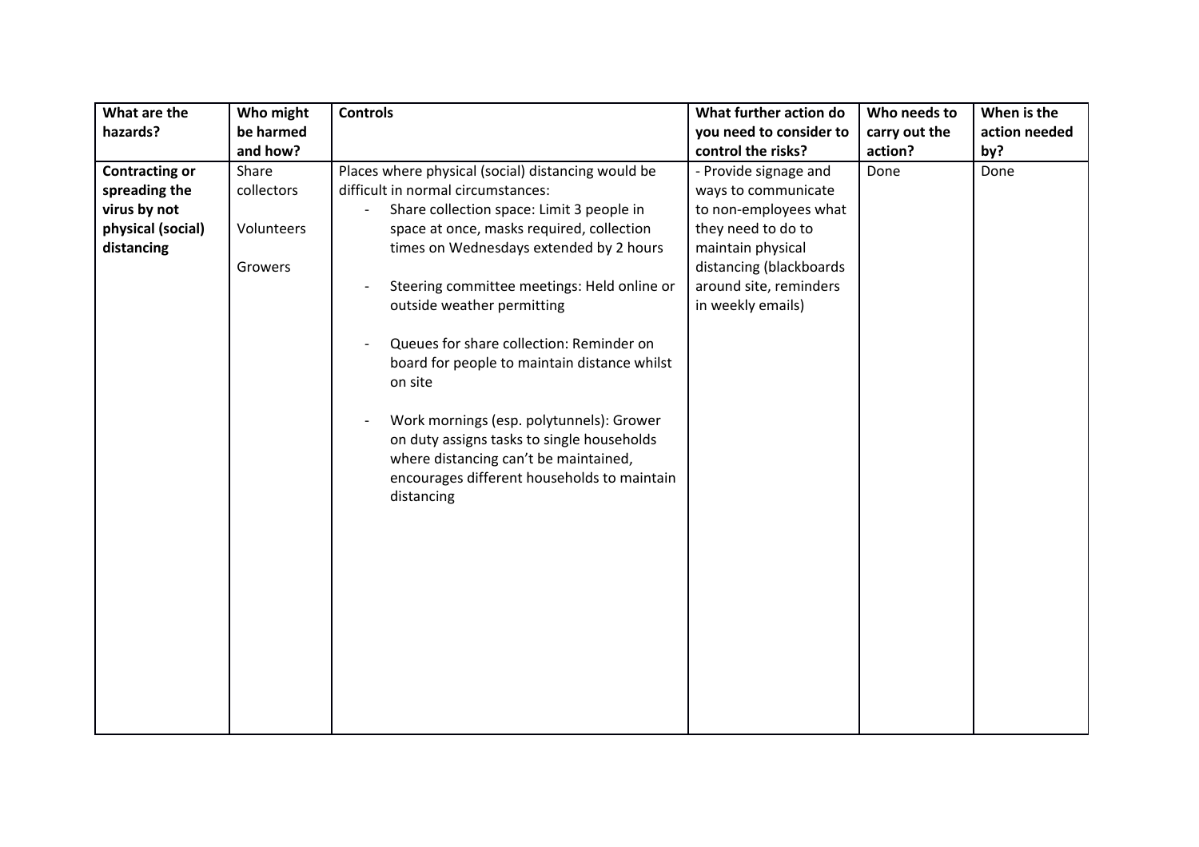| What are the hazards? | Who might be harmed and how? | Controls | What further action do you need to consider to control the risks? | Who needs to carry out the action? | When is the action needed by? |
|---|---|---|---|---|---|
| **Contracting or spreading the virus by not physical (social) distancing** | Share collectors<br><br>Volunteers<br><br>Growers | Places where physical (social) distancing would be difficult in normal circumstances:<br>- Share collection space: Limit 3 people in space at once, masks required, collection times on Wednesdays extended by 2 hours<br>- Steering committee meetings: Held online or outside weather permitting<br>- Queues for share collection: Reminder on board for people to maintain distance whilst on site<br>- Work mornings (esp. polytunnels): Grower on duty assigns tasks to single households where distancing can't be maintained, encourages different households to maintain distancing | - Provide signage and ways to communicate to non-employees what they need to do to maintain physical distancing (blackboards around site, reminders in weekly emails) | Done | Done |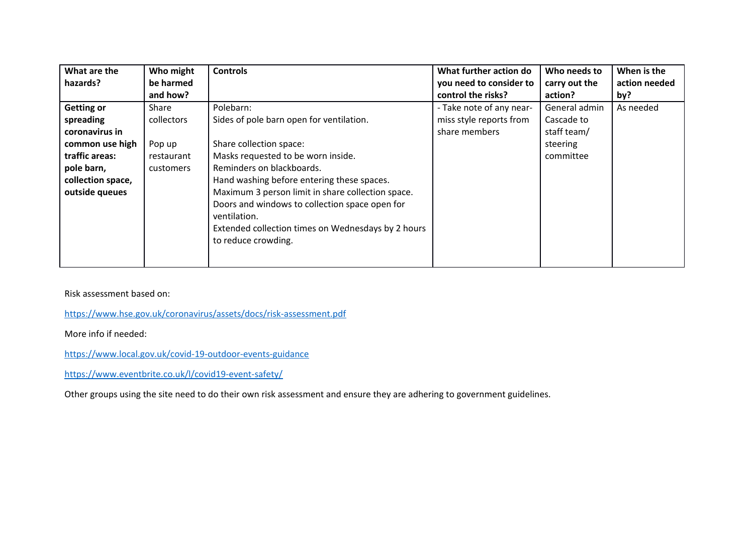| What are the hazards? | Who might be harmed and how? | Controls | What further action do you need to consider to control the risks? | Who needs to carry out the action? | When is the action needed by? |
|---|---|---|---|---|---|
| **Getting or spreading coronavirus in common use high traffic areas: pole barn, collection space, outside queues** | Share collectors<br><br>Pop up restaurant customers | Polebarn:<br>Sides of pole barn open for ventilation.<br><br>Share collection space:<br>Masks requested to be worn inside.<br>Reminders on blackboards.<br>Hand washing before entering these spaces.<br>Maximum 3 person limit in share collection space.<br>Doors and windows to collection space open for ventilation.<br>Extended collection times on Wednesdays by 2 hours to reduce crowding. | - Take note of any near-miss style reports from share members | General admin Cascade to staff team/ steering committee | As needed |

Risk assessment based on:

https://www.hse.gov.uk/coronavirus/assets/docs/risk-assessment.pdf

More info if needed:

https://www.local.gov.uk/covid-19-outdoor-events-guidance

https://www.eventbrite.co.uk/l/covid19-event-safety/

Other groups using the site need to do their own risk assessment and ensure they are adhering to government guidelines.